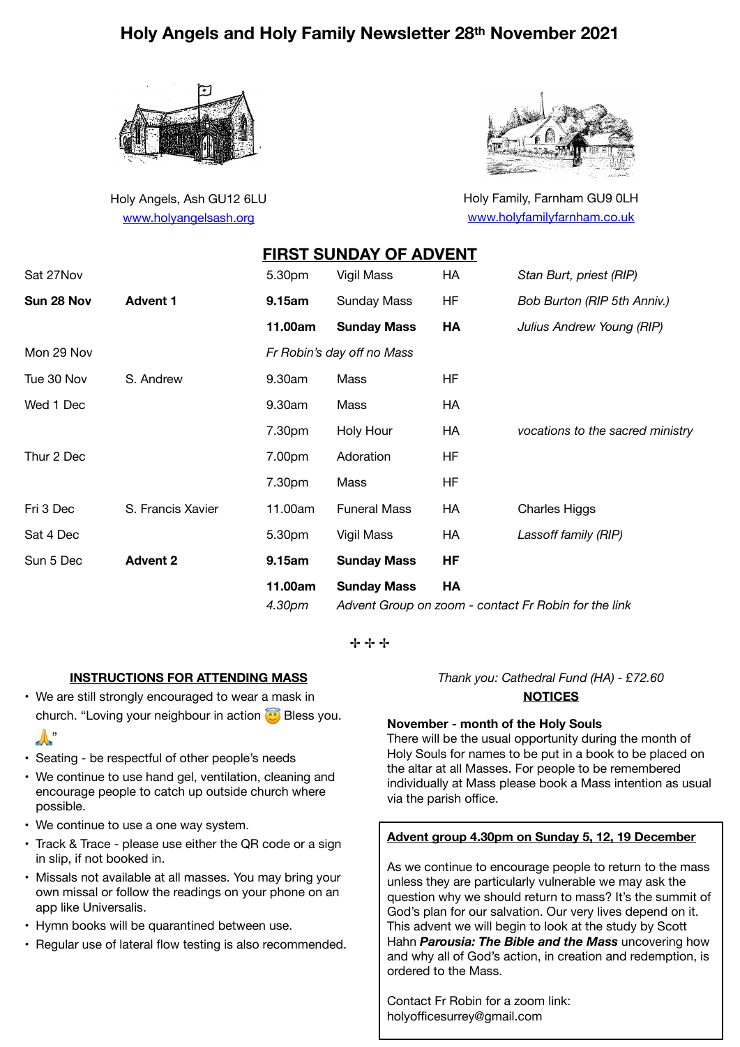# Holy Angels and Holy Family Newsletter 28th November 2021

Holy Angels, Ash GU12 6LU
www.holyangelsash.org

Holy Family, Farnham GU9 0LH
www.holyfamilyfarnham.co.uk

## FIRST SUNDAY OF ADVENT

| | | | | | |
|---|---|---|---|---|---|
| Sat 27Nov | | 5.30pm | Vigil Mass | HA | *Stan Burt, priest (RIP)* |
| **Sun 28 Nov** | **Advent 1** | **9.15am** | Sunday Mass | HF | *Bob Burton (RIP 5th Anniv.)* |
| | | **11.00am** | **Sunday Mass** | **HA** | *Julius Andrew Young (RIP)* |
| Mon 29 Nov | | *Fr Robin's day off no Mass* | | | |
| Tue 30 Nov | S. Andrew | 9.30am | Mass | HF | |
| Wed 1 Dec | | 9.30am | Mass | HA | |
| | | 7.30pm | Holy Hour | HA | *vocations to the sacred ministry* |
| Thur 2 Dec | | 7.00pm | Adoration | HF | |
| | | 7.30pm | Mass | HF | |
| Fri 3 Dec | S. Francis Xavier | 11.00am | Funeral Mass | HA | Charles Higgs |
| Sat 4 Dec | | 5.30pm | Vigil Mass | HA | *Lassoff family (RIP)* |
| Sun 5 Dec | **Advent 2** | **9.15am** | **Sunday Mass** | **HF** | |
| | | **11.00am** | **Sunday Mass** | **HA** | |
| | | *4.30pm* | *Advent Group on zoom - contact Fr Robin for the link* | | |

✣ ✣ ✣

### INSTRUCTIONS FOR ATTENDING MASS

- We are still strongly encouraged to wear a mask in church. "Loving your neighbour in action 😇 Bless you. 🙏"
- Seating - be respectful of other people's needs
- We continue to use hand gel, ventilation, cleaning and encourage people to catch up outside church where possible.
- We continue to use a one way system.
- Track & Trace - please use either the QR code or a sign in slip, if not booked in.
- Missals not available at all masses. You may bring your own missal or follow the readings on your phone on an app like Universalis.
- Hymn books will be quarantined between use.
- Regular use of lateral flow testing is also recommended.

*Thank you: Cathedral Fund (HA) - £72.60*

### NOTICES

**November - month of the Holy Souls**
There will be the usual opportunity during the month of Holy Souls for names to be put in a book to be placed on the altar at all Masses. For people to be remembered individually at Mass please book a Mass intention as usual via the parish office.

**Advent group 4.30pm on Sunday 5, 12, 19 December**

As we continue to encourage people to return to the mass unless they are particularly vulnerable we may ask the question why we should return to mass? It's the summit of God's plan for our salvation. Our very lives depend on it. This advent we will begin to look at the study by Scott Hahn ***Parousia: The Bible and the Mass*** uncovering how and why all of God's action, in creation and redemption, is ordered to the Mass.

Contact Fr Robin for a zoom link:
holyofficesurrey@gmail.com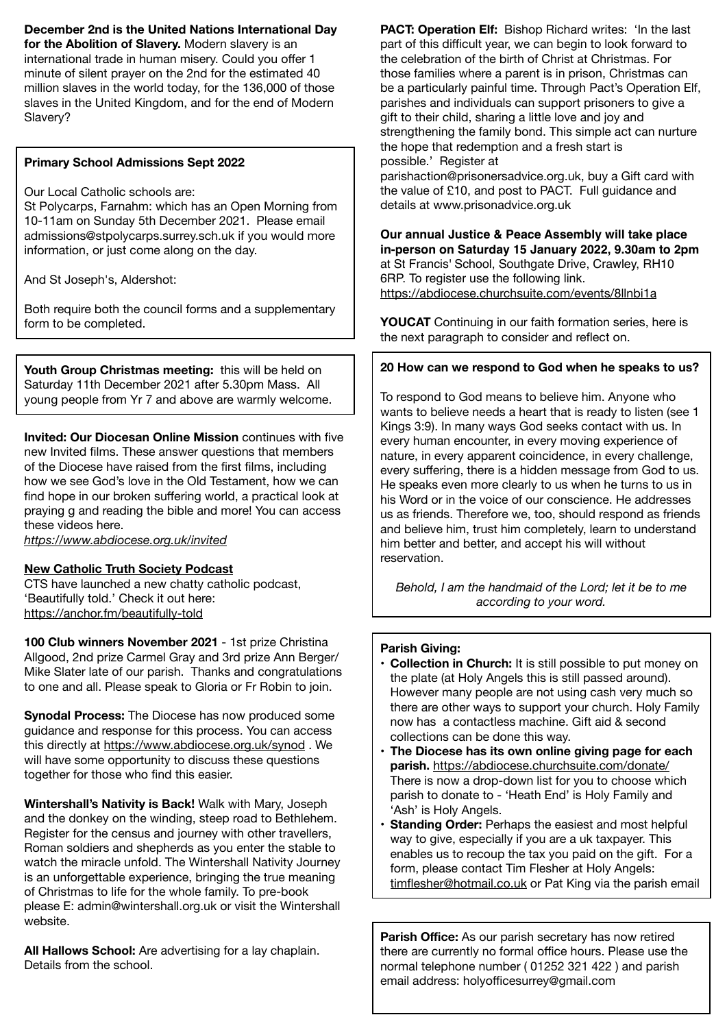**December 2nd is the United Nations International Day for the Abolition of Slavery.** Modern slavery is an international trade in human misery. Could you offer 1 minute of silent prayer on the 2nd for the estimated 40 million slaves in the world today, for the 136,000 of those slaves in the United Kingdom, and for the end of Modern Slavery?

**Primary School Admissions Sept 2022**

Our Local Catholic schools are:
St Polycarps, Farnahm: which has an Open Morning from 10-11am on Sunday 5th December 2021. Please email admissions@stpolycarps.surrey.sch.uk if you would more information, or just come along on the day.

And St Joseph's, Aldershot:

Both require both the council forms and a supplementary form to be completed.

**Youth Group Christmas meeting:** this will be held on Saturday 11th December 2021 after 5.30pm Mass. All young people from Yr 7 and above are warmly welcome.

**Invited: Our Diocesan Online Mission** continues with five new Invited films. These answer questions that members of the Diocese have raised from the first films, including how we see God's love in the Old Testament, how we can find hope in our broken suffering world, a practical look at praying g and reading the bible and more! You can access these videos here.
*https://www.abdiocese.org.uk/invited*

**New Catholic Truth Society Podcast**

CTS have launched a new chatty catholic podcast, 'Beautifully told.' Check it out here:
https://anchor.fm/beautifully-told

**100 Club winners November 2021** - 1st prize Christina Allgood, 2nd prize Carmel Gray and 3rd prize Ann Berger/ Mike Slater late of our parish. Thanks and congratulations to one and all. Please speak to Gloria or Fr Robin to join.

**Synodal Process:** The Diocese has now produced some guidance and response for this process. You can access this directly at https://www.abdiocese.org.uk/synod . We will have some opportunity to discuss these questions together for those who find this easier.

**Wintershall's Nativity is Back!** Walk with Mary, Joseph and the donkey on the winding, steep road to Bethlehem. Register for the census and journey with other travellers, Roman soldiers and shepherds as you enter the stable to watch the miracle unfold. The Wintershall Nativity Journey is an unforgettable experience, bringing the true meaning of Christmas to life for the whole family. To pre-book please E: admin@wintershall.org.uk or visit the Wintershall website.

**All Hallows School:** Are advertising for a lay chaplain. Details from the school.

**PACT: Operation Elf:** Bishop Richard writes: 'In the last part of this difficult year, we can begin to look forward to the celebration of the birth of Christ at Christmas. For those families where a parent is in prison, Christmas can be a particularly painful time. Through Pact's Operation Elf, parishes and individuals can support prisoners to give a gift to their child, sharing a little love and joy and strengthening the family bond. This simple act can nurture the hope that redemption and a fresh start is possible.' Register at parishaction@prisonersadvice.org.uk, buy a Gift card with the value of £10, and post to PACT. Full guidance and details at www.prisonadvice.org.uk

**Our annual Justice & Peace Assembly will take place in-person on Saturday 15 January 2022, 9.30am to 2pm** at St Francis' School, Southgate Drive, Crawley, RH10 6RP. To register use the following link.
https://abdiocese.churchsuite.com/events/8llnbi1a

**YOUCAT** Continuing in our faith formation series, here is the next paragraph to consider and reflect on.

**20 How can we respond to God when he speaks to us?**

To respond to God means to believe him. Anyone who wants to believe needs a heart that is ready to listen (see 1 Kings 3:9). In many ways God seeks contact with us. In every human encounter, in every moving experience of nature, in every apparent coincidence, in every challenge, every suffering, there is a hidden message from God to us. He speaks even more clearly to us when he turns to us in his Word or in the voice of our conscience. He addresses us as friends. Therefore we, too, should respond as friends and believe him, trust him completely, learn to understand him better and better, and accept his will without reservation.

*Behold, I am the handmaid of the Lord; let it be to me according to your word.*

**Parish Giving:**

- **Collection in Church:** It is still possible to put money on the plate (at Holy Angels this is still passed around). However many people are not using cash very much so there are other ways to support your church. Holy Family now has a contactless machine. Gift aid & second collections can be done this way.
- **The Diocese has its own online giving page for each parish.** https://abdiocese.churchsuite.com/donate/ There is now a drop-down list for you to choose which parish to donate to - 'Heath End' is Holy Family and 'Ash' is Holy Angels.
- **Standing Order:** Perhaps the easiest and most helpful way to give, especially if you are a uk taxpayer. This enables us to recoup the tax you paid on the gift. For a form, please contact Tim Flesher at Holy Angels: timflesher@hotmail.co.uk or Pat King via the parish email

**Parish Office:** As our parish secretary has now retired there are currently no formal office hours. Please use the normal telephone number ( 01252 321 422 ) and parish email address: holyofficesurrey@gmail.com